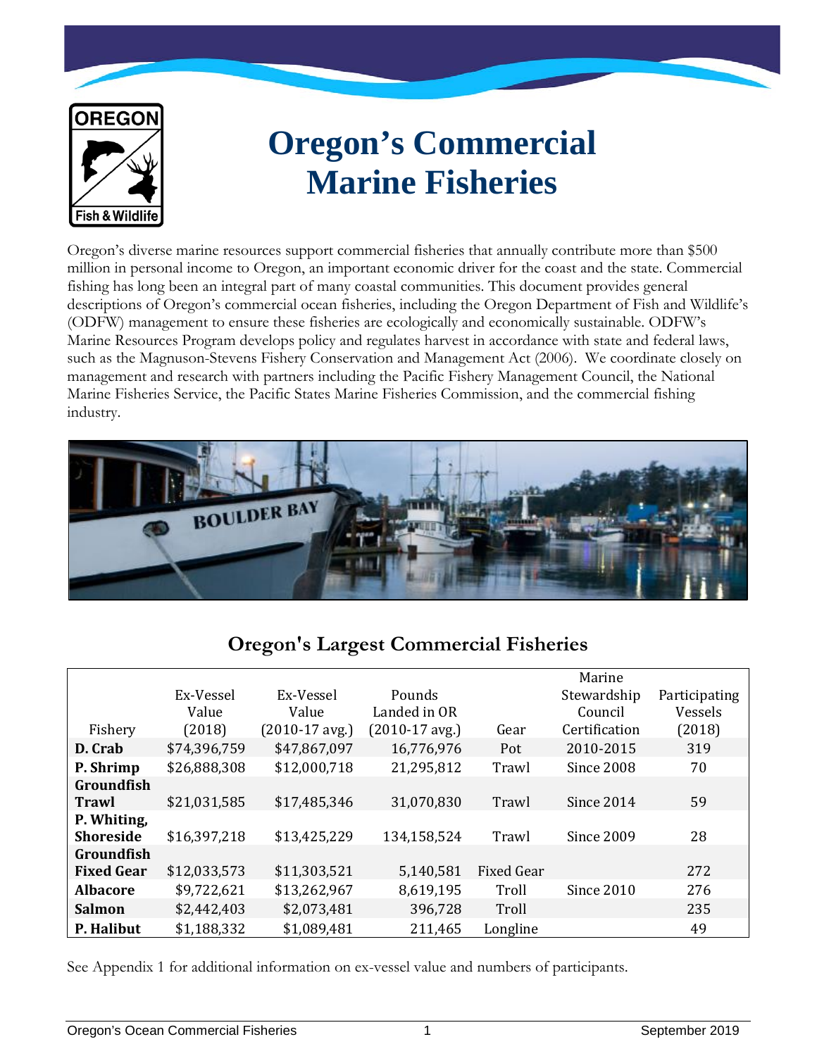# Oregon's Commercial Marine Fisheries

Oregon's diverse marine resources support commercial fisheries that annually contribute more than $500 million in personal income to Oregon, an important economic driver for the coast and the state. Commercial fishing has long been an integral part of many coastal communities. This document provides general descriptions of Oregon's commercial ocean fisheries, including the Oregon Department of Fish and Wildlife's (ODFW) management to ensure these fisheries are ecologically and economically sustainable. ODFW's Marine Resources Program develops policy and regulates harvest in accordance with state and federal laws, such as the Magnuson-Stevens Fishery Conservation and Management Act (2006). We coordinate closely on management and research with partners including the Pacific Fishery Management Council, the National Marine Fisheries Service, the Pacific States Marine Fisheries Commission, and the commercial fishing industry.

## Oregon's Largest Commercial Fisheries

| Fishery | Ex-Vessel Value (2018) | Ex-Vessel Value (2010-17 avg.) | Pounds Landed in OR (2010-17 avg.) | Gear | Marine Stewardship Council Certification | Participating Vessels (2018) |
|---|---|---|---|---|---|---|
| **D. Crab** | $74,396,759 | $47,867,097 | 16,776,976 | Pot | 2010-2015 | 319 |
| **P. Shrimp** | $26,888,308 | $12,000,718 | 21,295,812 | Trawl | Since 2008 | 70 |
| **Groundfish Trawl** | $21,031,585 | $17,485,346 | 31,070,830 | Trawl | Since 2014 | 59 |
| **P. Whiting, Shoreside** | $16,397,218 | $13,425,229 | 134,158,524 | Trawl | Since 2009 | 28 |
| **Groundfish Fixed Gear** | $12,033,573 | $11,303,521 | 5,140,581 | Fixed Gear | | 272 |
| **Albacore** | $9,722,621 | $13,262,967 | 8,619,195 | Troll | Since 2010 | 276 |
| **Salmon** | $2,442,403 | $2,073,481 | 396,728 | Troll | | 235 |
| **P. Halibut** | $1,188,332 | $1,089,481 | 211,465 | Longline | | 49 |

See Appendix 1 for additional information on ex-vessel value and numbers of participants.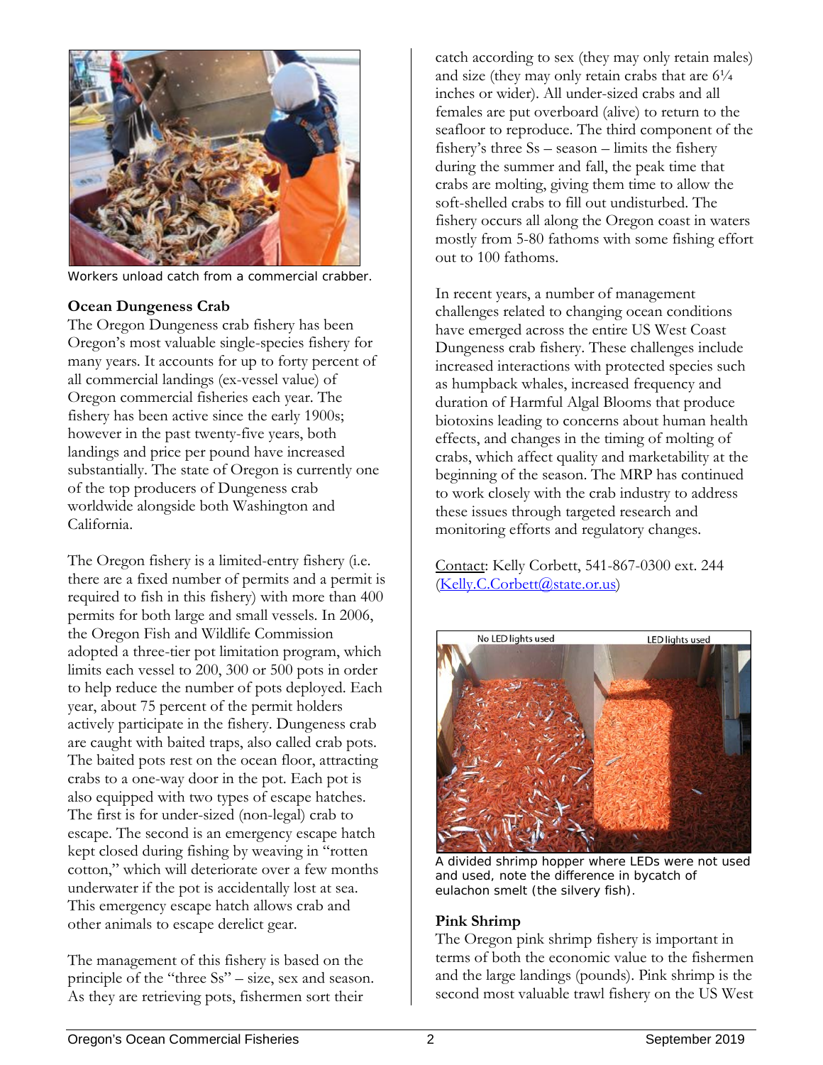Workers unload catch from a commercial crabber.

### Ocean Dungeness Crab

The Oregon Dungeness crab fishery has been Oregon's most valuable single-species fishery for many years. It accounts for up to forty percent of all commercial landings (ex-vessel value) of Oregon commercial fisheries each year. The fishery has been active since the early 1900s; however in the past twenty-five years, both landings and price per pound have increased substantially. The state of Oregon is currently one of the top producers of Dungeness crab worldwide alongside both Washington and California.

The Oregon fishery is a limited-entry fishery (i.e. there are a fixed number of permits and a permit is required to fish in this fishery) with more than 400 permits for both large and small vessels. In 2006, the Oregon Fish and Wildlife Commission adopted a three-tier pot limitation program, which limits each vessel to 200, 300 or 500 pots in order to help reduce the number of pots deployed. Each year, about 75 percent of the permit holders actively participate in the fishery. Dungeness crab are caught with baited traps, also called crab pots. The baited pots rest on the ocean floor, attracting crabs to a one-way door in the pot. Each pot is also equipped with two types of escape hatches. The first is for under-sized (non-legal) crab to escape. The second is an emergency escape hatch kept closed during fishing by weaving in "rotten cotton," which will deteriorate over a few months underwater if the pot is accidentally lost at sea. This emergency escape hatch allows crab and other animals to escape derelict gear.

The management of this fishery is based on the principle of the "three Ss" – size, sex and season. As they are retrieving pots, fishermen sort their catch according to sex (they may only retain males) and size (they may only retain crabs that are 6¼ inches or wider). All under-sized crabs and all females are put overboard (alive) to return to the seafloor to reproduce. The third component of the fishery's three Ss – season – limits the fishery during the summer and fall, the peak time that crabs are molting, giving them time to allow the soft-shelled crabs to fill out undisturbed. The fishery occurs all along the Oregon coast in waters mostly from 5-80 fathoms with some fishing effort out to 100 fathoms.

In recent years, a number of management challenges related to changing ocean conditions have emerged across the entire US West Coast Dungeness crab fishery. These challenges include increased interactions with protected species such as humpback whales, increased frequency and duration of Harmful Algal Blooms that produce biotoxins leading to concerns about human health effects, and changes in the timing of molting of crabs, which affect quality and marketability at the beginning of the season. The MRP has continued to work closely with the crab industry to address these issues through targeted research and monitoring efforts and regulatory changes.

Contact: Kelly Corbett, 541-867-0300 ext. 244 (Kelly.C.Corbett@state.or.us)

No LED lights used | LED lights used

A divided shrimp hopper where LEDs were not used and used, note the difference in bycatch of eulachon smelt (the silvery fish).

### Pink Shrimp

The Oregon pink shrimp fishery is important in terms of both the economic value to the fishermen and the large landings (pounds). Pink shrimp is the second most valuable trawl fishery on the US West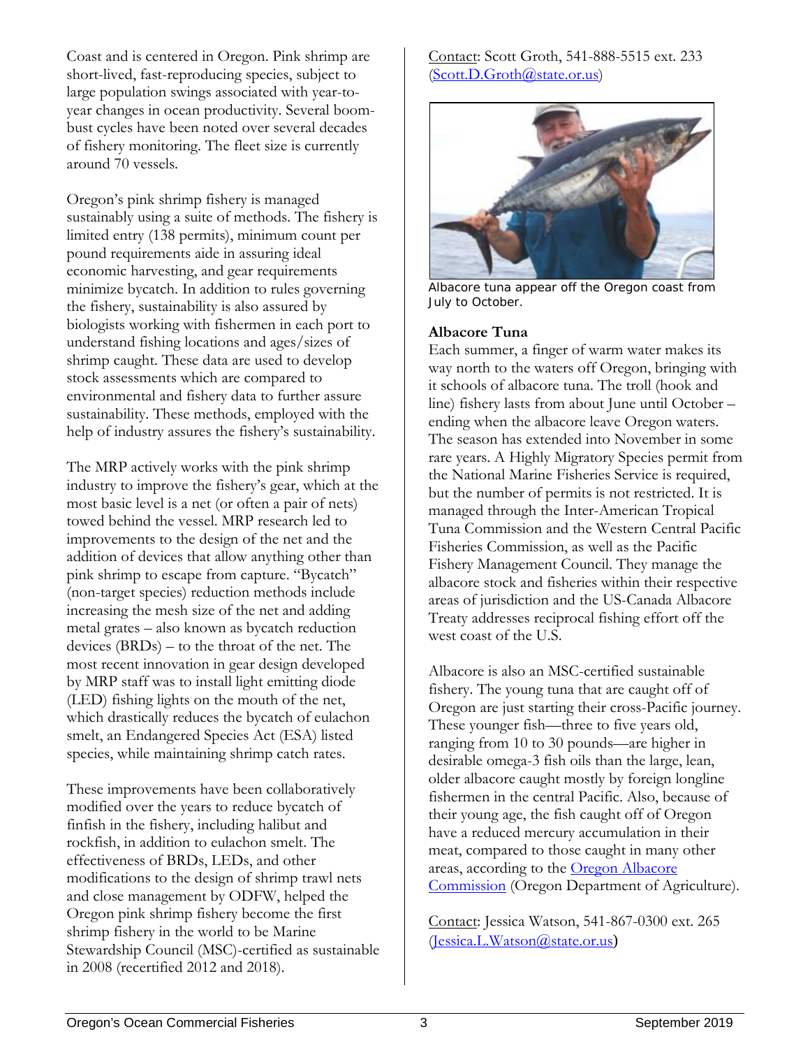Coast and is centered in Oregon. Pink shrimp are short-lived, fast-reproducing species, subject to large population swings associated with year-to-year changes in ocean productivity. Several boom-bust cycles have been noted over several decades of fishery monitoring. The fleet size is currently around 70 vessels.

Oregon's pink shrimp fishery is managed sustainably using a suite of methods. The fishery is limited entry (138 permits), minimum count per pound requirements aide in assuring ideal economic harvesting, and gear requirements minimize bycatch. In addition to rules governing the fishery, sustainability is also assured by biologists working with fishermen in each port to understand fishing locations and ages/sizes of shrimp caught. These data are used to develop stock assessments which are compared to environmental and fishery data to further assure sustainability. These methods, employed with the help of industry assures the fishery's sustainability.

The MRP actively works with the pink shrimp industry to improve the fishery's gear, which at the most basic level is a net (or often a pair of nets) towed behind the vessel. MRP research led to improvements to the design of the net and the addition of devices that allow anything other than pink shrimp to escape from capture. "Bycatch" (non-target species) reduction methods include increasing the mesh size of the net and adding metal grates – also known as bycatch reduction devices (BRDs) – to the throat of the net. The most recent innovation in gear design developed by MRP staff was to install light emitting diode (LED) fishing lights on the mouth of the net, which drastically reduces the bycatch of eulachon smelt, an Endangered Species Act (ESA) listed species, while maintaining shrimp catch rates.

These improvements have been collaboratively modified over the years to reduce bycatch of finfish in the fishery, including halibut and rockfish, in addition to eulachon smelt. The effectiveness of BRDs, LEDs, and other modifications to the design of shrimp trawl nets and close management by ODFW, helped the Oregon pink shrimp fishery become the first shrimp fishery in the world to be Marine Stewardship Council (MSC)-certified as sustainable in 2008 (recertified 2012 and 2018).

Contact: Scott Groth, 541-888-5515 ext. 233 (Scott.D.Groth@state.or.us)

Albacore tuna appear off the Oregon coast from July to October.

**Albacore Tuna**

Each summer, a finger of warm water makes its way north to the waters off Oregon, bringing with it schools of albacore tuna. The troll (hook and line) fishery lasts from about June until October – ending when the albacore leave Oregon waters. The season has extended into November in some rare years. A Highly Migratory Species permit from the National Marine Fisheries Service is required, but the number of permits is not restricted. It is managed through the Inter-American Tropical Tuna Commission and the Western Central Pacific Fisheries Commission, as well as the Pacific Fishery Management Council. They manage the albacore stock and fisheries within their respective areas of jurisdiction and the US-Canada Albacore Treaty addresses reciprocal fishing effort off the west coast of the U.S.

Albacore is also an MSC-certified sustainable fishery. The young tuna that are caught off of Oregon are just starting their cross-Pacific journey. These younger fish—three to five years old, ranging from 10 to 30 pounds—are higher in desirable omega-3 fish oils than the large, lean, older albacore caught mostly by foreign longline fishermen in the central Pacific. Also, because of their young age, the fish caught off of Oregon have a reduced mercury accumulation in their meat, compared to those caught in many other areas, according to the Oregon Albacore Commission (Oregon Department of Agriculture).

Contact: Jessica Watson, 541-867-0300 ext. 265 (Jessica.L.Watson@state.or.us)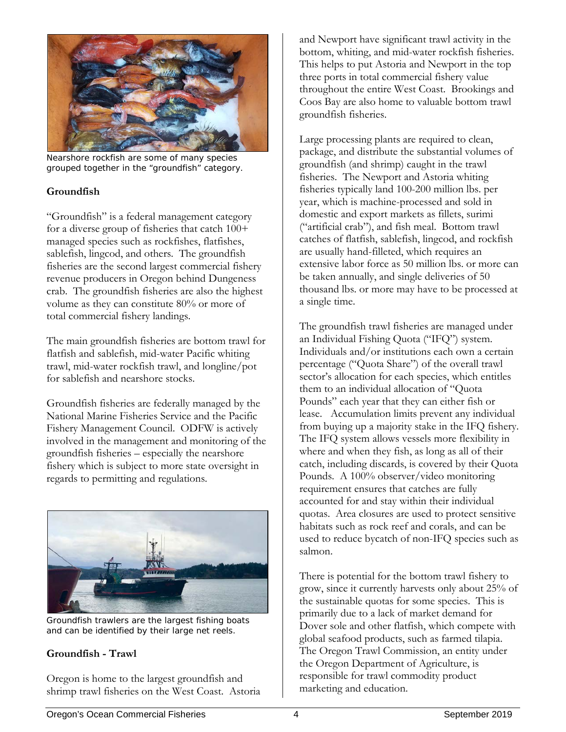Nearshore rockfish are some of many species grouped together in the "groundfish" category.

## Groundfish

"Groundfish" is a federal management category for a diverse group of fisheries that catch 100+ managed species such as rockfishes, flatfishes, sablefish, lingcod, and others. The groundfish fisheries are the second largest commercial fishery revenue producers in Oregon behind Dungeness crab. The groundfish fisheries are also the highest volume as they can constitute 80% or more of total commercial fishery landings.

The main groundfish fisheries are bottom trawl for flatfish and sablefish, mid-water Pacific whiting trawl, mid-water rockfish trawl, and longline/pot for sablefish and nearshore stocks.

Groundfish fisheries are federally managed by the National Marine Fisheries Service and the Pacific Fishery Management Council. ODFW is actively involved in the management and monitoring of the groundfish fisheries – especially the nearshore fishery which is subject to more state oversight in regards to permitting and regulations.

Groundfish trawlers are the largest fishing boats and can be identified by their large net reels.

## Groundfish - Trawl

Oregon is home to the largest groundfish and shrimp trawl fisheries on the West Coast. Astoria and Newport have significant trawl activity in the bottom, whiting, and mid-water rockfish fisheries. This helps to put Astoria and Newport in the top three ports in total commercial fishery value throughout the entire West Coast. Brookings and Coos Bay are also home to valuable bottom trawl groundfish fisheries.

Large processing plants are required to clean, package, and distribute the substantial volumes of groundfish (and shrimp) caught in the trawl fisheries. The Newport and Astoria whiting fisheries typically land 100-200 million lbs. per year, which is machine-processed and sold in domestic and export markets as fillets, surimi ("artificial crab"), and fish meal. Bottom trawl catches of flatfish, sablefish, lingcod, and rockfish are usually hand-filleted, which requires an extensive labor force as 50 million lbs. or more can be taken annually, and single deliveries of 50 thousand lbs. or more may have to be processed at a single time.

The groundfish trawl fisheries are managed under an Individual Fishing Quota ("IFQ") system. Individuals and/or institutions each own a certain percentage ("Quota Share") of the overall trawl sector's allocation for each species, which entitles them to an individual allocation of "Quota Pounds" each year that they can either fish or lease. Accumulation limits prevent any individual from buying up a majority stake in the IFQ fishery. The IFQ system allows vessels more flexibility in where and when they fish, as long as all of their catch, including discards, is covered by their Quota Pounds. A 100% observer/video monitoring requirement ensures that catches are fully accounted for and stay within their individual quotas. Area closures are used to protect sensitive habitats such as rock reef and corals, and can be used to reduce bycatch of non-IFQ species such as salmon.

There is potential for the bottom trawl fishery to grow, since it currently harvests only about 25% of the sustainable quotas for some species. This is primarily due to a lack of market demand for Dover sole and other flatfish, which compete with global seafood products, such as farmed tilapia. The Oregon Trawl Commission, an entity under the Oregon Department of Agriculture, is responsible for trawl commodity product marketing and education.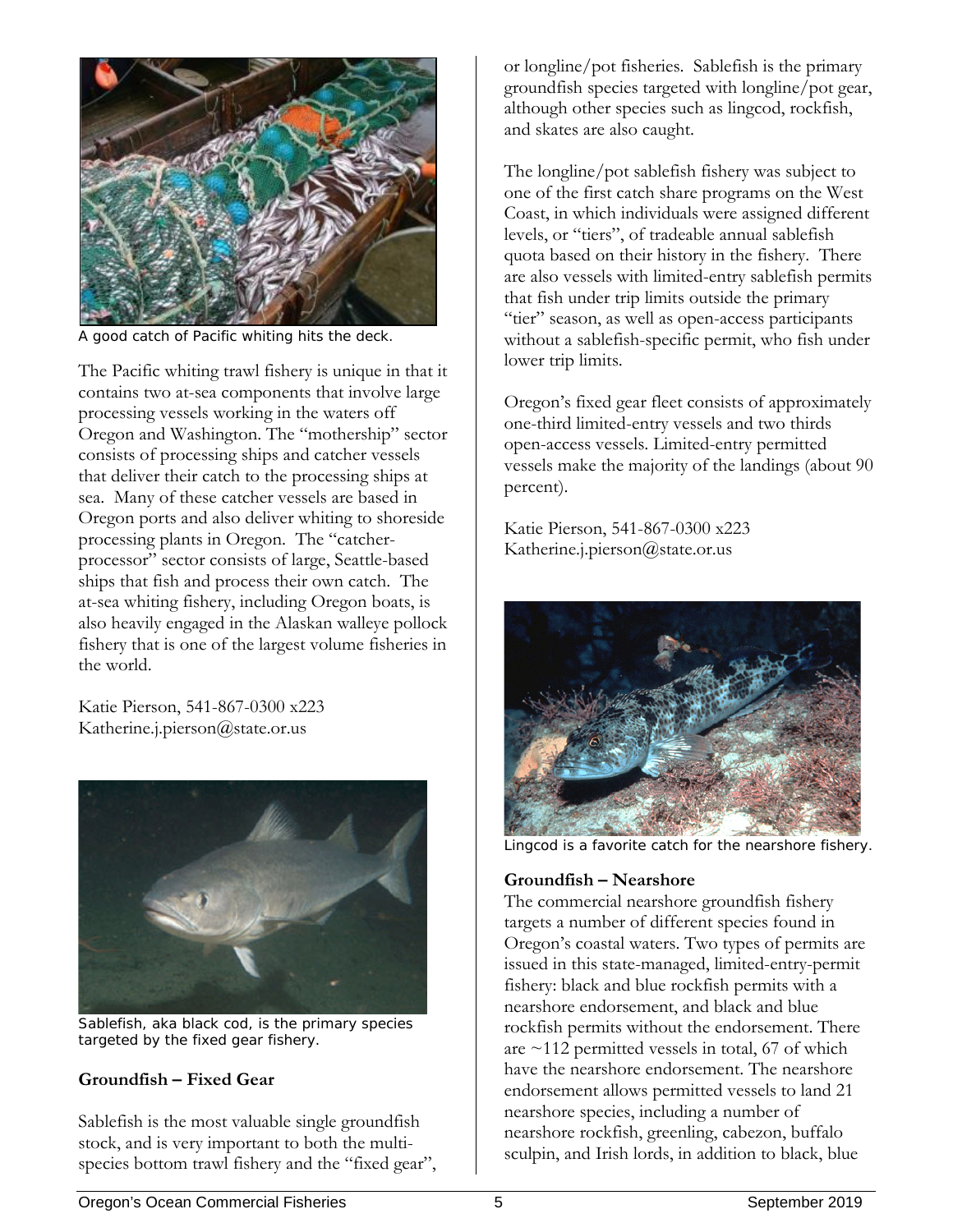A good catch of Pacific whiting hits the deck.

The Pacific whiting trawl fishery is unique in that it contains two at-sea components that involve large processing vessels working in the waters off Oregon and Washington. The "mothership" sector consists of processing ships and catcher vessels that deliver their catch to the processing ships at sea. Many of these catcher vessels are based in Oregon ports and also deliver whiting to shoreside processing plants in Oregon. The "catcher-processor" sector consists of large, Seattle-based ships that fish and process their own catch. The at-sea whiting fishery, including Oregon boats, is also heavily engaged in the Alaskan walleye pollock fishery that is one of the largest volume fisheries in the world.

Katie Pierson, 541-867-0300 x223
Katherine.j.pierson@state.or.us

Sablefish, aka black cod, is the primary species targeted by the fixed gear fishery.

**Groundfish – Fixed Gear**

Sablefish is the most valuable single groundfish stock, and is very important to both the multi-species bottom trawl fishery and the "fixed gear", or longline/pot fisheries. Sablefish is the primary groundfish species targeted with longline/pot gear, although other species such as lingcod, rockfish, and skates are also caught.

The longline/pot sablefish fishery was subject to one of the first catch share programs on the West Coast, in which individuals were assigned different levels, or "tiers", of tradeable annual sablefish quota based on their history in the fishery. There are also vessels with limited-entry sablefish permits that fish under trip limits outside the primary "tier" season, as well as open-access participants without a sablefish-specific permit, who fish under lower trip limits.

Oregon's fixed gear fleet consists of approximately one-third limited-entry vessels and two thirds open-access vessels. Limited-entry permitted vessels make the majority of the landings (about 90 percent).

Katie Pierson, 541-867-0300 x223
Katherine.j.pierson@state.or.us

Lingcod is a favorite catch for the nearshore fishery.

**Groundfish – Nearshore**

The commercial nearshore groundfish fishery targets a number of different species found in Oregon's coastal waters. Two types of permits are issued in this state-managed, limited-entry-permit fishery: black and blue rockfish permits with a nearshore endorsement, and black and blue rockfish permits without the endorsement. There are ~112 permitted vessels in total, 67 of which have the nearshore endorsement. The nearshore endorsement allows permitted vessels to land 21 nearshore species, including a number of nearshore rockfish, greenling, cabezon, buffalo sculpin, and Irish lords, in addition to black, blue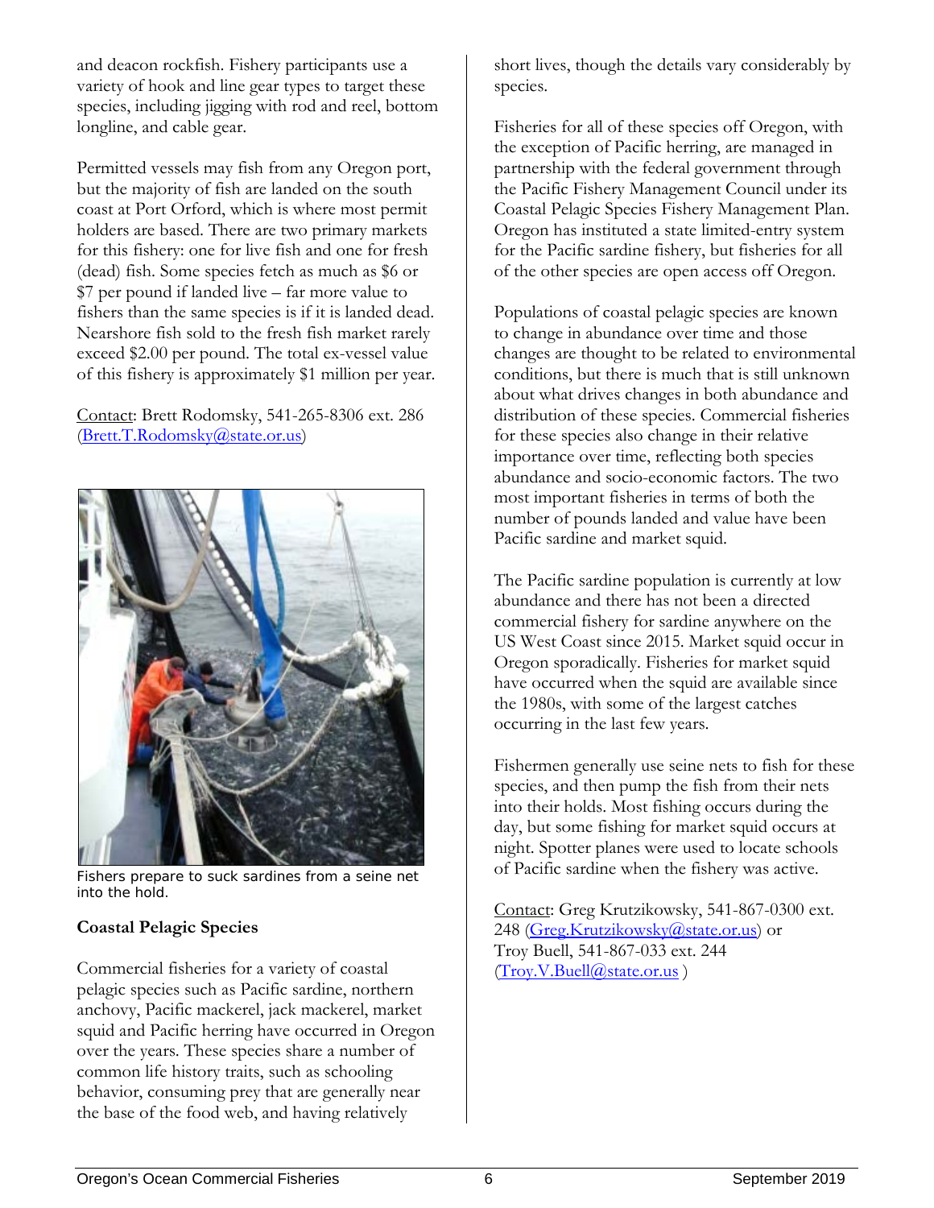and deacon rockfish. Fishery participants use a variety of hook and line gear types to target these species, including jigging with rod and reel, bottom longline, and cable gear.

Permitted vessels may fish from any Oregon port, but the majority of fish are landed on the south coast at Port Orford, which is where most permit holders are based. There are two primary markets for this fishery: one for live fish and one for fresh (dead) fish. Some species fetch as much as $6 or $7 per pound if landed live – far more value to fishers than the same species is if it is landed dead. Nearshore fish sold to the fresh fish market rarely exceed $2.00 per pound. The total ex-vessel value of this fishery is approximately $1 million per year.

Contact: Brett Rodomsky, 541-265-8306 ext. 286 (Brett.T.Rodomsky@state.or.us)

Fishers prepare to suck sardines from a seine net into the hold.

**Coastal Pelagic Species**

Commercial fisheries for a variety of coastal pelagic species such as Pacific sardine, northern anchovy, Pacific mackerel, jack mackerel, market squid and Pacific herring have occurred in Oregon over the years. These species share a number of common life history traits, such as schooling behavior, consuming prey that are generally near the base of the food web, and having relatively short lives, though the details vary considerably by species.

Fisheries for all of these species off Oregon, with the exception of Pacific herring, are managed in partnership with the federal government through the Pacific Fishery Management Council under its Coastal Pelagic Species Fishery Management Plan. Oregon has instituted a state limited-entry system for the Pacific sardine fishery, but fisheries for all of the other species are open access off Oregon.

Populations of coastal pelagic species are known to change in abundance over time and those changes are thought to be related to environmental conditions, but there is much that is still unknown about what drives changes in both abundance and distribution of these species. Commercial fisheries for these species also change in their relative importance over time, reflecting both species abundance and socio-economic factors. The two most important fisheries in terms of both the number of pounds landed and value have been Pacific sardine and market squid.

The Pacific sardine population is currently at low abundance and there has not been a directed commercial fishery for sardine anywhere on the US West Coast since 2015. Market squid occur in Oregon sporadically. Fisheries for market squid have occurred when the squid are available since the 1980s, with some of the largest catches occurring in the last few years.

Fishermen generally use seine nets to fish for these species, and then pump the fish from their nets into their holds. Most fishing occurs during the day, but some fishing for market squid occurs at night. Spotter planes were used to locate schools of Pacific sardine when the fishery was active.

Contact: Greg Krutzikowsky, 541-867-0300 ext. 248 (Greg.Krutzikowsky@state.or.us) or Troy Buell, 541-867-033 ext. 244 (Troy.V.Buell@state.or.us )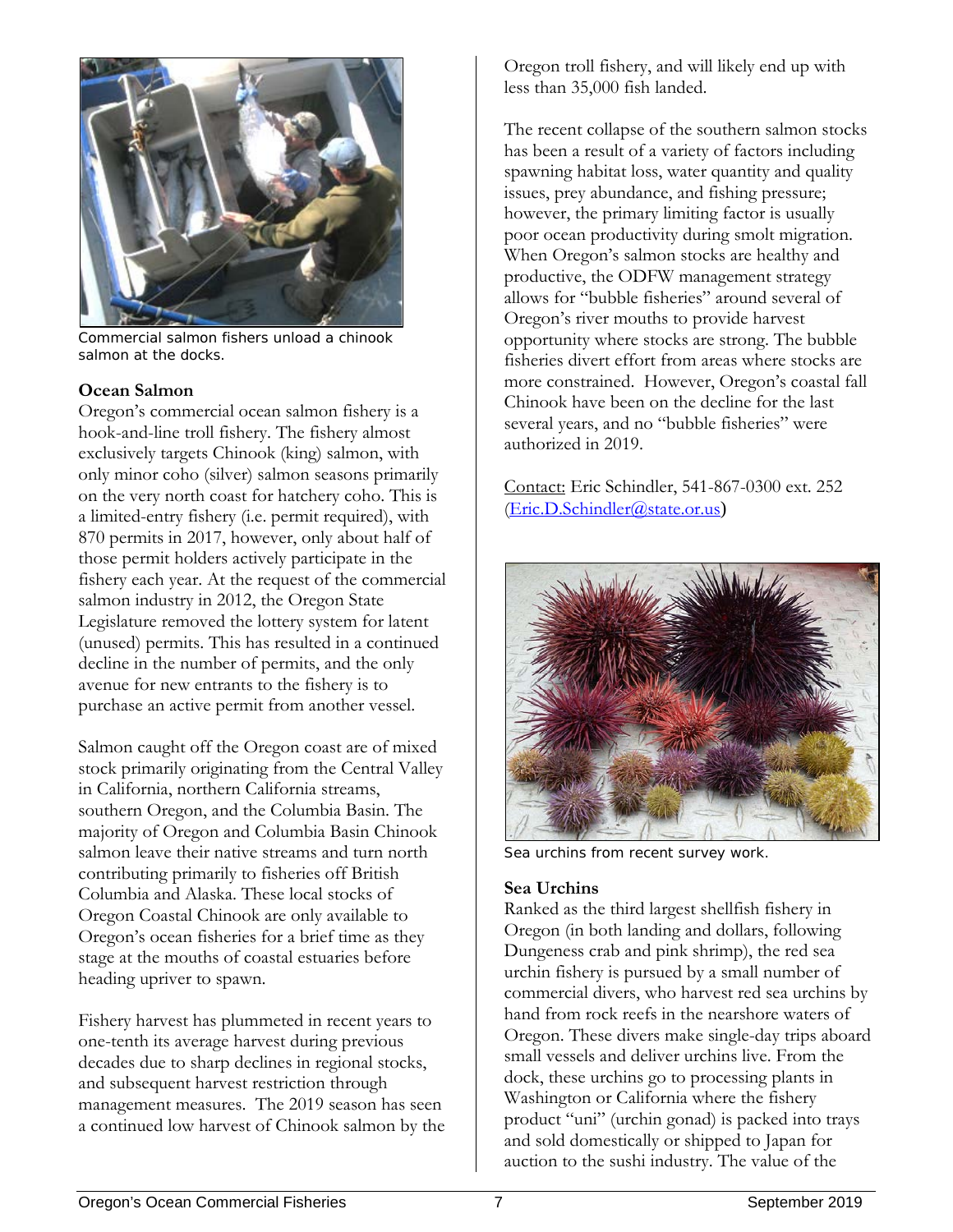Commercial salmon fishers unload a chinook salmon at the docks.

### Ocean Salmon

Oregon's commercial ocean salmon fishery is a hook-and-line troll fishery. The fishery almost exclusively targets Chinook (king) salmon, with only minor coho (silver) salmon seasons primarily on the very north coast for hatchery coho. This is a limited-entry fishery (i.e. permit required), with 870 permits in 2017, however, only about half of those permit holders actively participate in the fishery each year. At the request of the commercial salmon industry in 2012, the Oregon State Legislature removed the lottery system for latent (unused) permits. This has resulted in a continued decline in the number of permits, and the only avenue for new entrants to the fishery is to purchase an active permit from another vessel.

Salmon caught off the Oregon coast are of mixed stock primarily originating from the Central Valley in California, northern California streams, southern Oregon, and the Columbia Basin. The majority of Oregon and Columbia Basin Chinook salmon leave their native streams and turn north contributing primarily to fisheries off British Columbia and Alaska. These local stocks of Oregon Coastal Chinook are only available to Oregon's ocean fisheries for a brief time as they stage at the mouths of coastal estuaries before heading upriver to spawn.

Fishery harvest has plummeted in recent years to one-tenth its average harvest during previous decades due to sharp declines in regional stocks, and subsequent harvest restriction through management measures. The 2019 season has seen a continued low harvest of Chinook salmon by the Oregon troll fishery, and will likely end up with less than 35,000 fish landed.

The recent collapse of the southern salmon stocks has been a result of a variety of factors including spawning habitat loss, water quantity and quality issues, prey abundance, and fishing pressure; however, the primary limiting factor is usually poor ocean productivity during smolt migration. When Oregon's salmon stocks are healthy and productive, the ODFW management strategy allows for "bubble fisheries" around several of Oregon's river mouths to provide harvest opportunity where stocks are strong. The bubble fisheries divert effort from areas where stocks are more constrained. However, Oregon's coastal fall Chinook have been on the decline for the last several years, and no "bubble fisheries" were authorized in 2019.

Contact: Eric Schindler, 541-867-0300 ext. 252 (Eric.D.Schindler@state.or.us)

Sea urchins from recent survey work.

### Sea Urchins

Ranked as the third largest shellfish fishery in Oregon (in both landing and dollars, following Dungeness crab and pink shrimp), the red sea urchin fishery is pursued by a small number of commercial divers, who harvest red sea urchins by hand from rock reefs in the nearshore waters of Oregon. These divers make single-day trips aboard small vessels and deliver urchins live. From the dock, these urchins go to processing plants in Washington or California where the fishery product "uni" (urchin gonad) is packed into trays and sold domestically or shipped to Japan for auction to the sushi industry. The value of the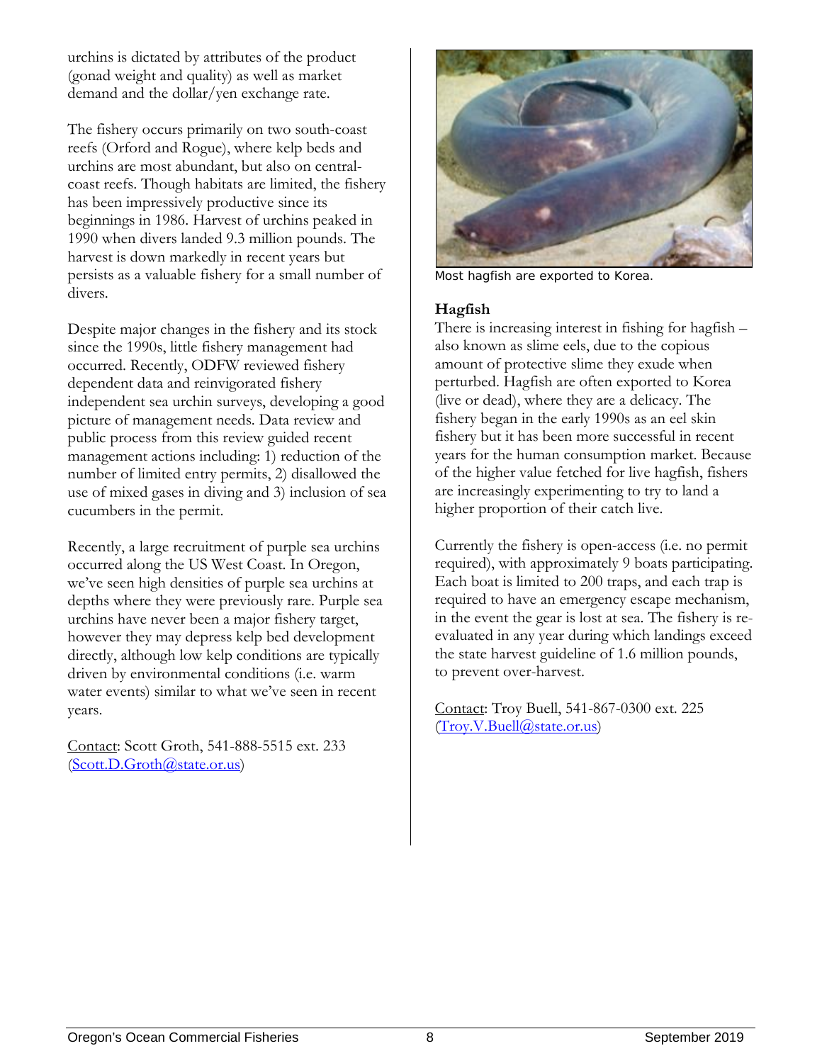urchins is dictated by attributes of the product (gonad weight and quality) as well as market demand and the dollar/yen exchange rate.

The fishery occurs primarily on two south-coast reefs (Orford and Rogue), where kelp beds and urchins are most abundant, but also on central-coast reefs. Though habitats are limited, the fishery has been impressively productive since its beginnings in 1986. Harvest of urchins peaked in 1990 when divers landed 9.3 million pounds. The harvest is down markedly in recent years but persists as a valuable fishery for a small number of divers.

Despite major changes in the fishery and its stock since the 1990s, little fishery management had occurred. Recently, ODFW reviewed fishery dependent data and reinvigorated fishery independent sea urchin surveys, developing a good picture of management needs. Data review and public process from this review guided recent management actions including: 1) reduction of the number of limited entry permits, 2) disallowed the use of mixed gases in diving and 3) inclusion of sea cucumbers in the permit.

Recently, a large recruitment of purple sea urchins occurred along the US West Coast. In Oregon, we've seen high densities of purple sea urchins at depths where they were previously rare. Purple sea urchins have never been a major fishery target, however they may depress kelp bed development directly, although low kelp conditions are typically driven by environmental conditions (i.e. warm water events) similar to what we've seen in recent years.

Contact: Scott Groth, 541-888-5515 ext. 233 (Scott.D.Groth@state.or.us)

Most hagfish are exported to Korea.

### Hagfish

There is increasing interest in fishing for hagfish – also known as slime eels, due to the copious amount of protective slime they exude when perturbed. Hagfish are often exported to Korea (live or dead), where they are a delicacy. The fishery began in the early 1990s as an eel skin fishery but it has been more successful in recent years for the human consumption market. Because of the higher value fetched for live hagfish, fishers are increasingly experimenting to try to land a higher proportion of their catch live.

Currently the fishery is open-access (i.e. no permit required), with approximately 9 boats participating. Each boat is limited to 200 traps, and each trap is required to have an emergency escape mechanism, in the event the gear is lost at sea. The fishery is re-evaluated in any year during which landings exceed the state harvest guideline of 1.6 million pounds, to prevent over-harvest.

Contact: Troy Buell, 541-867-0300 ext. 225 (Troy.V.Buell@state.or.us)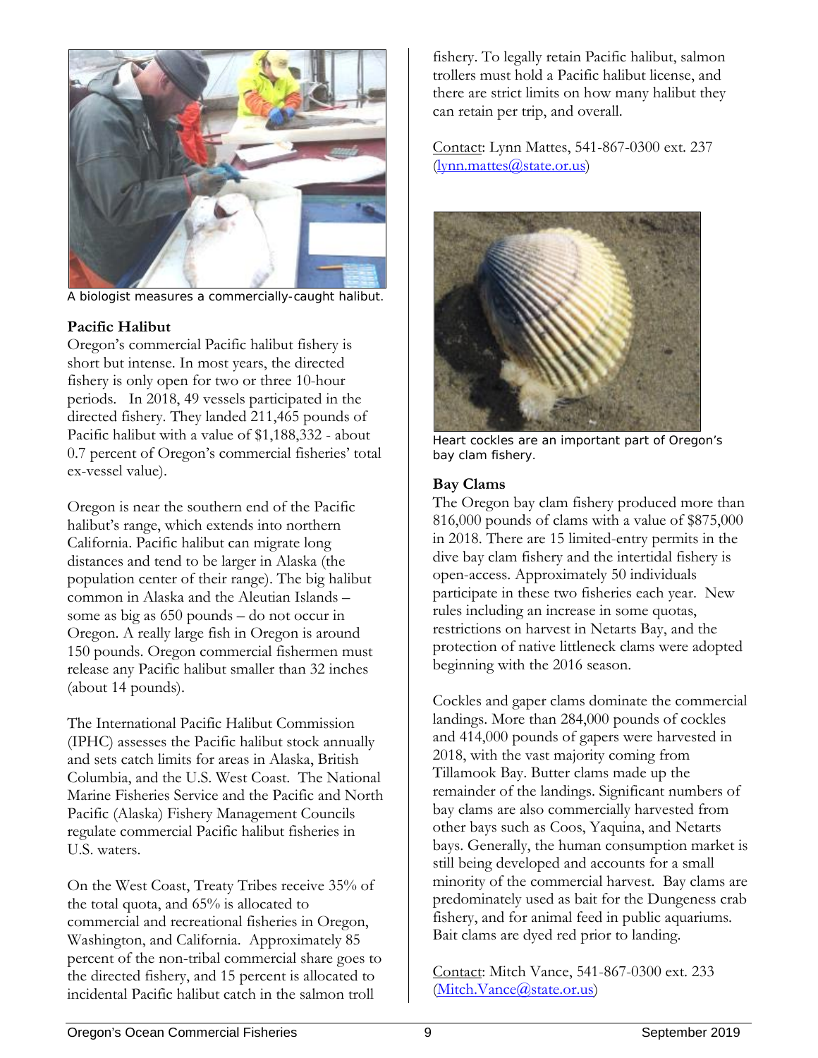A biologist measures a commercially-caught halibut.

### Pacific Halibut

Oregon's commercial Pacific halibut fishery is short but intense. In most years, the directed fishery is only open for two or three 10-hour periods. In 2018, 49 vessels participated in the directed fishery. They landed 211,465 pounds of Pacific halibut with a value of $1,188,332 - about 0.7 percent of Oregon's commercial fisheries' total ex-vessel value).

Oregon is near the southern end of the Pacific halibut's range, which extends into northern California. Pacific halibut can migrate long distances and tend to be larger in Alaska (the population center of their range). The big halibut common in Alaska and the Aleutian Islands – some as big as 650 pounds – do not occur in Oregon. A really large fish in Oregon is around 150 pounds. Oregon commercial fishermen must release any Pacific halibut smaller than 32 inches (about 14 pounds).

The International Pacific Halibut Commission (IPHC) assesses the Pacific halibut stock annually and sets catch limits for areas in Alaska, British Columbia, and the U.S. West Coast. The National Marine Fisheries Service and the Pacific and North Pacific (Alaska) Fishery Management Councils regulate commercial Pacific halibut fisheries in U.S. waters.

On the West Coast, Treaty Tribes receive 35% of the total quota, and 65% is allocated to commercial and recreational fisheries in Oregon, Washington, and California. Approximately 85 percent of the non-tribal commercial share goes to the directed fishery, and 15 percent is allocated to incidental Pacific halibut catch in the salmon troll fishery. To legally retain Pacific halibut, salmon trollers must hold a Pacific halibut license, and there are strict limits on how many halibut they can retain per trip, and overall.

Contact: Lynn Mattes, 541-867-0300 ext. 237 (lynn.mattes@state.or.us)

Heart cockles are an important part of Oregon's bay clam fishery.

### Bay Clams

The Oregon bay clam fishery produced more than 816,000 pounds of clams with a value of $875,000 in 2018. There are 15 limited-entry permits in the dive bay clam fishery and the intertidal fishery is open-access. Approximately 50 individuals participate in these two fisheries each year. New rules including an increase in some quotas, restrictions on harvest in Netarts Bay, and the protection of native littleneck clams were adopted beginning with the 2016 season.

Cockles and gaper clams dominate the commercial landings. More than 284,000 pounds of cockles and 414,000 pounds of gapers were harvested in 2018, with the vast majority coming from Tillamook Bay. Butter clams made up the remainder of the landings. Significant numbers of bay clams are also commercially harvested from other bays such as Coos, Yaquina, and Netarts bays. Generally, the human consumption market is still being developed and accounts for a small minority of the commercial harvest. Bay clams are predominately used as bait for the Dungeness crab fishery, and for animal feed in public aquariums. Bait clams are dyed red prior to landing.

Contact: Mitch Vance, 541-867-0300 ext. 233 (Mitch.Vance@state.or.us)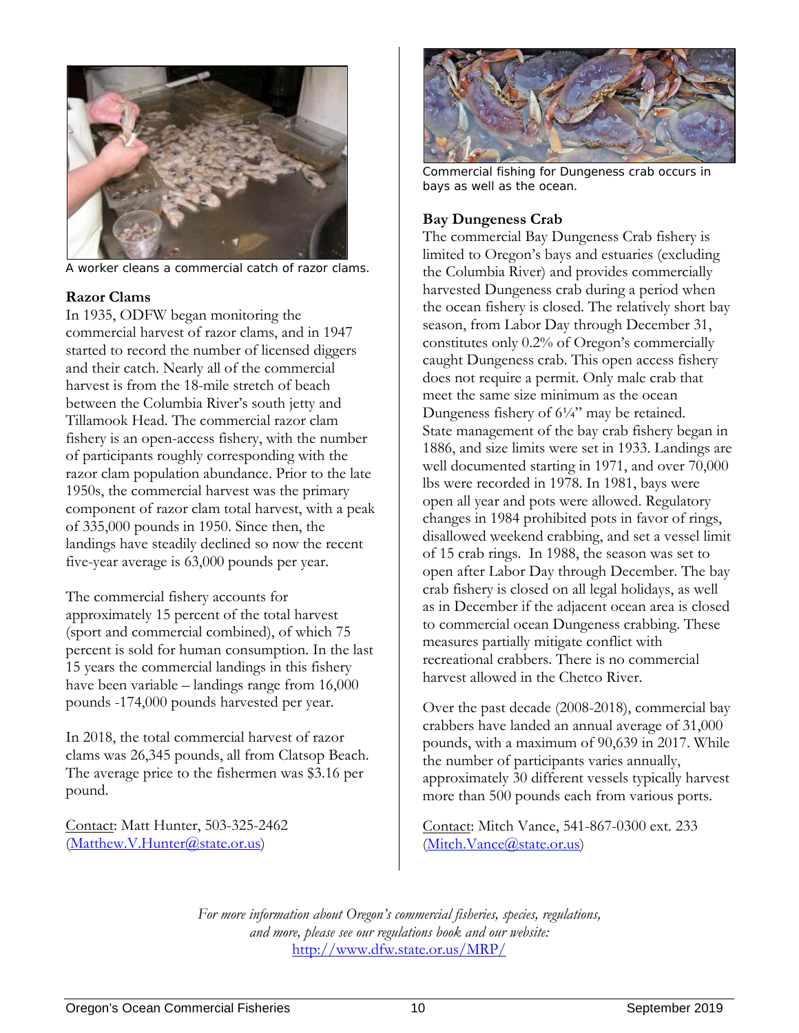A worker cleans a commercial catch of razor clams.

### Razor Clams

In 1935, ODFW began monitoring the commercial harvest of razor clams, and in 1947 started to record the number of licensed diggers and their catch. Nearly all of the commercial harvest is from the 18-mile stretch of beach between the Columbia River's south jetty and Tillamook Head. The commercial razor clam fishery is an open-access fishery, with the number of participants roughly corresponding with the razor clam population abundance. Prior to the late 1950s, the commercial harvest was the primary component of razor clam total harvest, with a peak of 335,000 pounds in 1950. Since then, the landings have steadily declined so now the recent five-year average is 63,000 pounds per year.

The commercial fishery accounts for approximately 15 percent of the total harvest (sport and commercial combined), of which 75 percent is sold for human consumption. In the last 15 years the commercial landings in this fishery have been variable – landings range from 16,000 pounds -174,000 pounds harvested per year.

In 2018, the total commercial harvest of razor clams was 26,345 pounds, all from Clatsop Beach. The average price to the fishermen was $3.16 per pound.

Contact: Matt Hunter, 503-325-2462 (Matthew.V.Hunter@state.or.us)

Commercial fishing for Dungeness crab occurs in bays as well as the ocean.

### Bay Dungeness Crab

The commercial Bay Dungeness Crab fishery is limited to Oregon's bays and estuaries (excluding the Columbia River) and provides commercially harvested Dungeness crab during a period when the ocean fishery is closed. The relatively short bay season, from Labor Day through December 31, constitutes only 0.2% of Oregon's commercially caught Dungeness crab. This open access fishery does not require a permit. Only male crab that meet the same size minimum as the ocean Dungeness fishery of 6¼" may be retained. State management of the bay crab fishery began in 1886, and size limits were set in 1933. Landings are well documented starting in 1971, and over 70,000 lbs were recorded in 1978. In 1981, bays were open all year and pots were allowed. Regulatory changes in 1984 prohibited pots in favor of rings, disallowed weekend crabbing, and set a vessel limit of 15 crab rings. In 1988, the season was set to open after Labor Day through December. The bay crab fishery is closed on all legal holidays, as well as in December if the adjacent ocean area is closed to commercial ocean Dungeness crabbing. These measures partially mitigate conflict with recreational crabbers. There is no commercial harvest allowed in the Chetco River.

Over the past decade (2008-2018), commercial bay crabbers have landed an annual average of 31,000 pounds, with a maximum of 90,639 in 2017. While the number of participants varies annually, approximately 30 different vessels typically harvest more than 500 pounds each from various ports.

Contact: Mitch Vance, 541-867-0300 ext. 233 (Mitch.Vance@state.or.us)

*For more information about Oregon's commercial fisheries, species, regulations, and more, please see our regulations book and our website:*
http://www.dfw.state.or.us/MRP/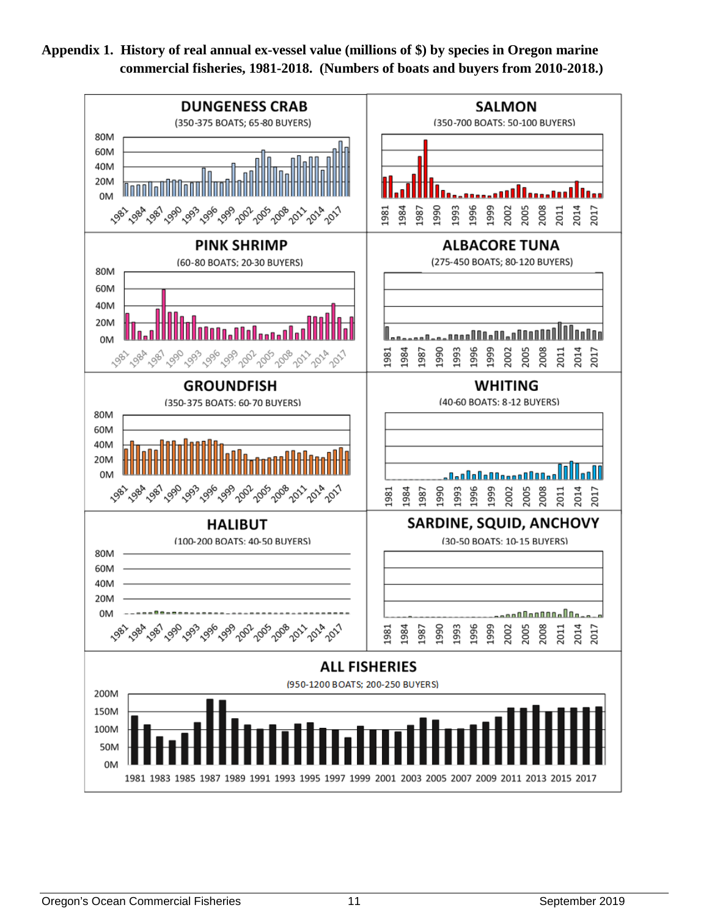**Appendix 1. History of real annual ex-vessel value (millions of $) by species in Oregon marine commercial fisheries, 1981-2018. (Numbers of boats and buyers from 2010-2018.)**

DUNGENESS CRAB

(350-375 BOATS; 65-80 BUYERS)

80M 60M 40M 20M 0M

1981 1984 1987 1990 1993 1996 1999 2002 2005 2008 2011 2014 2017

SALMON

(350-700 BOATS: 50-100 BUYERS)

1981 1984 1987 1990 1993 1996 1999 2002 2005 2008 2011 2014 2017

PINK SHRIMP

(60-80 BOATS; 20-30 BUYERS)

80M 60M 40M 20M 0M

1981 1984 1987 1990 1993 1996 1999 2002 2005 2008 2011 2014 2017

ALBACORE TUNA

(275-450 BOATS; 80-120 BUYERS)

1981 1984 1987 1990 1993 1996 1999 2002 2005 2008 2011 2014 2017

GROUNDFISH

(350-375 BOATS: 60-70 BUYERS)

80M 60M 40M 20M 0M

1981 1984 1987 1990 1993 1996 1999 2002 2005 2008 2011 2014 2017

WHITING

(40-60 BOATS: 8-12 BUYERS)

1981 1984 1987 1990 1993 1996 1999 2002 2005 2008 2011 2014 2017

HALIBUT

(100-200 BOATS: 40-50 BUYERS)

80M 60M 40M 20M 0M

1981 1984 1987 1990 1993 1996 1999 2002 2005 2008 2011 2014 2017

SARDINE, SQUID, ANCHOVY

(30-50 BOATS: 10-15 BUYERS)

1981 1984 1987 1990 1993 1996 1999 2002 2005 2008 2011 2014 2017

ALL FISHERIES

(950-1200 BOATS; 200-250 BUYERS)

200M 150M 100M 50M 0M

1981 1983 1985 1987 1989 1991 1993 1995 1997 1999 2001 2003 2005 2007 2009 2011 2013 2015 2017